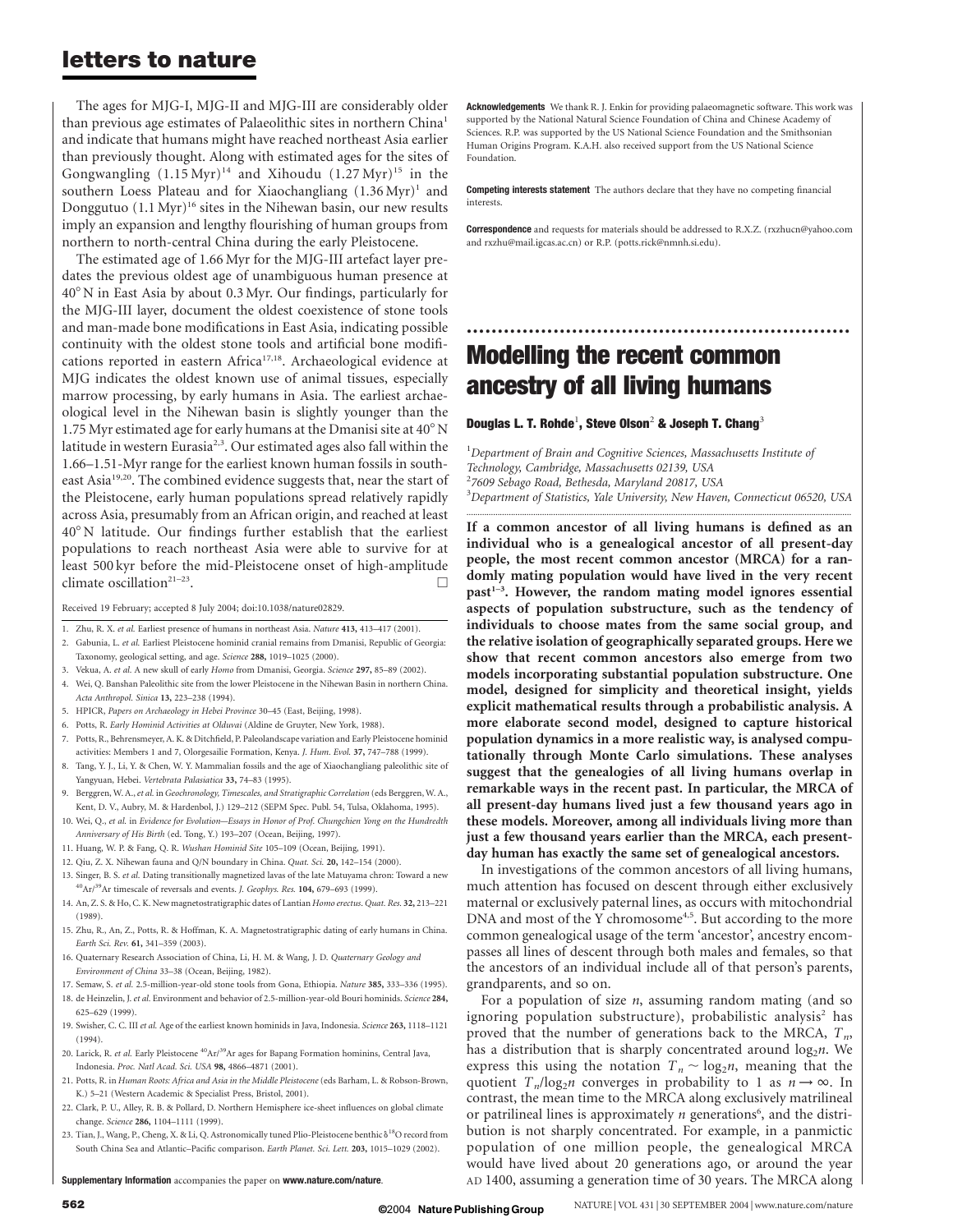The ages for MJG-I, MJG-II and MJG-III are considerably older than previous age estimates of Palaeolithic sites in northern China[1] and indicate that humans might have reached northeast Asia earlier than previously thought. Along with estimated ages for the sites of Gongwangling (1.15 Myr)[14] and Xihoudu (1.27 Myr)[15] in the southern Loess Plateau and for Xiaochangliang (1.36 Myr)[1] and Donggutuo (1.1 Myr)[16] sites in the Nihewan basin, our new results imply an expansion and lengthy flourishing of human groups from northern to north-central China during the early Pleistocene.

The estimated age of 1.66 Myr for the MJG-III artefact layer predates the previous oldest age of unambiguous human presence at 40° N in East Asia by about 0.3 Myr. Our findings, particularly for the MJG-III layer, document the oldest coexistence of stone tools and man-made bone modifications in East Asia, indicating possible continuity with the oldest stone tools and artificial bone modifications reported in eastern Africa[17,18]. Archaeological evidence at MJG indicates the oldest known use of animal tissues, especially marrow processing, by early humans in Asia. The earliest archaeological level in the Nihewan basin is slightly younger than the 1.75 Myr estimated age for early humans at the Dmanisi site at 40° N latitude in western Eurasia[2,3]. Our estimated ages also fall within the 1.66–1.51-Myr range for the earliest known human fossils in southeast Asia[19,20]. The combined evidence suggests that, near the start of the Pleistocene, early human populations spread relatively rapidly across Asia, presumably from an African origin, and reached at least 40° N latitude. Our findings further establish that the earliest populations to reach northeast Asia were able to survive for at least 500 kyr before the mid-Pleistocene onset of high-amplitude climate oscillation[21–23]. □

Received 19 February; accepted 8 July 2004; doi:10.1038/nature02829.

1. Zhu, R. X. *et al.* Earliest presence of humans in northeast Asia. *Nature* **413,** 413–417 (2001).
2. Gabunia, L. *et al.* Earliest Pleistocene hominid cranial remains from Dmanisi, Republic of Georgia: Taxonomy, geological setting, and age. *Science* **288,** 1019–1025 (2000).
3. Vekua, A. *et al.* A new skull of early *Homo* from Dmanisi, Georgia. *Science* **297,** 85–89 (2002).
4. Wei, Q. Banshan Paleolithic site from the lower Pleistocene in the Nihewan Basin in northern China. *Acta Anthropol. Sinica* **13,** 223–238 (1994).
5. HPICR, *Papers on Archaeology in Hebei Province* 30–45 (East, Beijing, 1998).
6. Potts, R. *Early Hominid Activities at Olduvai* (Aldine de Gruyter, New York, 1988).
7. Potts, R., Behrensmeyer, A. K. & Ditchfield, P. Paleolandscape variation and Early Pleistocene hominid activities: Members 1 and 7, Olorgesailie Formation, Kenya. *J. Hum. Evol.* **37,** 747–788 (1999).
8. Tang, Y. J., Li, Y. & Chen, W. Y. Mammalian fossils and the age of Xiaochangliang paleolithic site of Yangyuan, Hebei. *Vertebrata Palasiatica* **33,** 74–83 (1995).
9. Berggren, W. A., *et al.* in *Geochronology, Timescales, and Stratigraphic Correlation* (eds Berggren, W. A., Kent, D. V., Aubry, M. & Hardenbol, J.) 129–212 (SEPM Spec. Publ. 54, Tulsa, Oklahoma, 1995).
10. Wei, Q., *et al.* in *Evidence for Evolution—Essays in Honor of Prof. Chungchien Yong on the Hundredth Anniversary of His Birth* (ed. Tong, Y.) 193–207 (Ocean, Beijing, 1997).
11. Huang, W. P. & Fang, Q. R. *Wushan Hominid Site* 105–109 (Ocean, Beijing, 1991).
12. Qiu, Z. X. Nihewan fauna and Q/N boundary in China. *Quat. Sci.* **20,** 142–154 (2000).
13. Singer, B. S. *et al.* Dating transitionally magnetized lavas of the late Matuyama chron: Toward a new $^{40}Ar/^{39}Ar$ timescale of reversals and events. *J. Geophys. Res.* **104,** 679–693 (1999).
14. An, Z. S. & Ho, C. K. New magnetostratigraphic dates of Lantian *Homo erectus*. *Quat. Res.* **32,** 213–221 (1989).
15. Zhu, R., An, Z., Potts, R. & Hoffman, K. A. Magnetostratigraphic dating of early humans in China. *Earth Sci. Rev.* **61,** 341–359 (2003).
16. Quaternary Research Association of China, Li, H. M. & Wang, J. D. *Quaternary Geology and Environment of China* 33–38 (Ocean, Beijing, 1982).
17. Semaw, S. *et al.* 2.5-million-year-old stone tools from Gona, Ethiopia. *Nature* **385,** 333–336 (1995).
18. de Heinzelin, J. *et al.* Environment and behavior of 2.5-million-year-old Bouri hominids. *Science* **284,** 625–629 (1999).
19. Swisher, C. C. III *et al.* Age of the earliest known hominids in Java, Indonesia. *Science* **263,** 1118–1121 (1994).
20. Larick, R. *et al.* Early Pleistocene $^{40}Ar/^{39}Ar$ ages for Bapang Formation hominins, Central Java, Indonesia. *Proc. Natl Acad. Sci. USA* **98,** 4866–4871 (2001).
21. Potts, R. in *Human Roots: Africa and Asia in the Middle Pleistocene* (eds Barham, L. & Robson-Brown, K.) 5–21 (Western Academic & Specialist Press, Bristol, 2001).
22. Clark, P. U., Alley, R. B. & Pollard, D. Northern Hemisphere ice-sheet influences on global climate change. *Science* **286,** 1104–1111 (1999).
23. Tian, J., Wang, P., Cheng, X. & Li, Q. Astronomically tuned Plio-Pleistocene benthic $\delta^{18}O$ record from South China Sea and Atlantic–Pacific comparison. *Earth Planet. Sci. Lett.* **203,** 1015–1029 (2002).

**Supplementary Information** accompanies the paper on **www.nature.com/nature**.

**Acknowledgements** We thank R. J. Enkin for providing palaeomagnetic software. This work was supported by the National Natural Science Foundation of China and Chinese Academy of Sciences. R.P. was supported by the US National Science Foundation and the Smithsonian Human Origins Program. K.A.H. also received support from the US National Science Foundation.

**Competing interests statement** The authors declare that they have no competing financial interests.

**Correspondence** and requests for materials should be addressed to R.X.Z. (rxzhucn@yahoo.com and rxzhu@mail.igcas.ac.cn) or R.P. (potts.rick@nmnh.si.edu).

# Modelling the recent common ancestry of all living humans

**Douglas L. T. Rohde**[1], **Steve Olson**[2] **& Joseph T. Chang**[3]

[1]*Department of Brain and Cognitive Sciences, Massachusetts Institute of Technology, Cambridge, Massachusetts 02139, USA*
[2]*7609 Sebago Road, Bethesda, Maryland 20817, USA*
[3]*Department of Statistics, Yale University, New Haven, Connecticut 06520, USA*

**If a common ancestor of all living humans is defined as an individual who is a genealogical ancestor of all present-day people, the most recent common ancestor (MRCA) for a randomly mating population would have lived in the very recent past[1–3]. However, the random mating model ignores essential aspects of population substructure, such as the tendency of individuals to choose mates from the same social group, and the relative isolation of geographically separated groups. Here we show that recent common ancestors also emerge from two models incorporating substantial population substructure. One model, designed for simplicity and theoretical insight, yields explicit mathematical results through a probabilistic analysis. A more elaborate second model, designed to capture historical population dynamics in a more realistic way, is analysed computationally through Monte Carlo simulations. These analyses suggest that the genealogies of all living humans overlap in remarkable ways in the recent past. In particular, the MRCA of all present-day humans lived just a few thousand years ago in these models. Moreover, among all individuals living more than just a few thousand years earlier than the MRCA, each present-day human has exactly the same set of genealogical ancestors.**

In investigations of the common ancestors of all living humans, much attention has focused on descent through either exclusively maternal or exclusively paternal lines, as occurs with mitochondrial DNA and most of the Y chromosome[4,5]. But according to the more common genealogical usage of the term 'ancestor', ancestry encompasses all lines of descent through both males and females, so that the ancestors of an individual include all of that person's parents, grandparents, and so on.

For a population of size $n$, assuming random mating (and so ignoring population substructure), probabilistic analysis[2] has proved that the number of generations back to the MRCA, $T_n$, has a distribution that is sharply concentrated around $\log_2 n$. We express this using the notation $T_n \sim \log_2 n$, meaning that the quotient $T_n/\log_2 n$ converges in probability to 1 as $n \to \infty$. In contrast, the mean time to the MRCA along exclusively matrilineal or patrilineal lines is approximately $n$ generations[6], and the distribution is not sharply concentrated. For example, in a panmictic population of one million people, the genealogical MRCA would have lived about 20 generations ago, or around the year AD 1400, assuming a generation time of 30 years. The MRCA along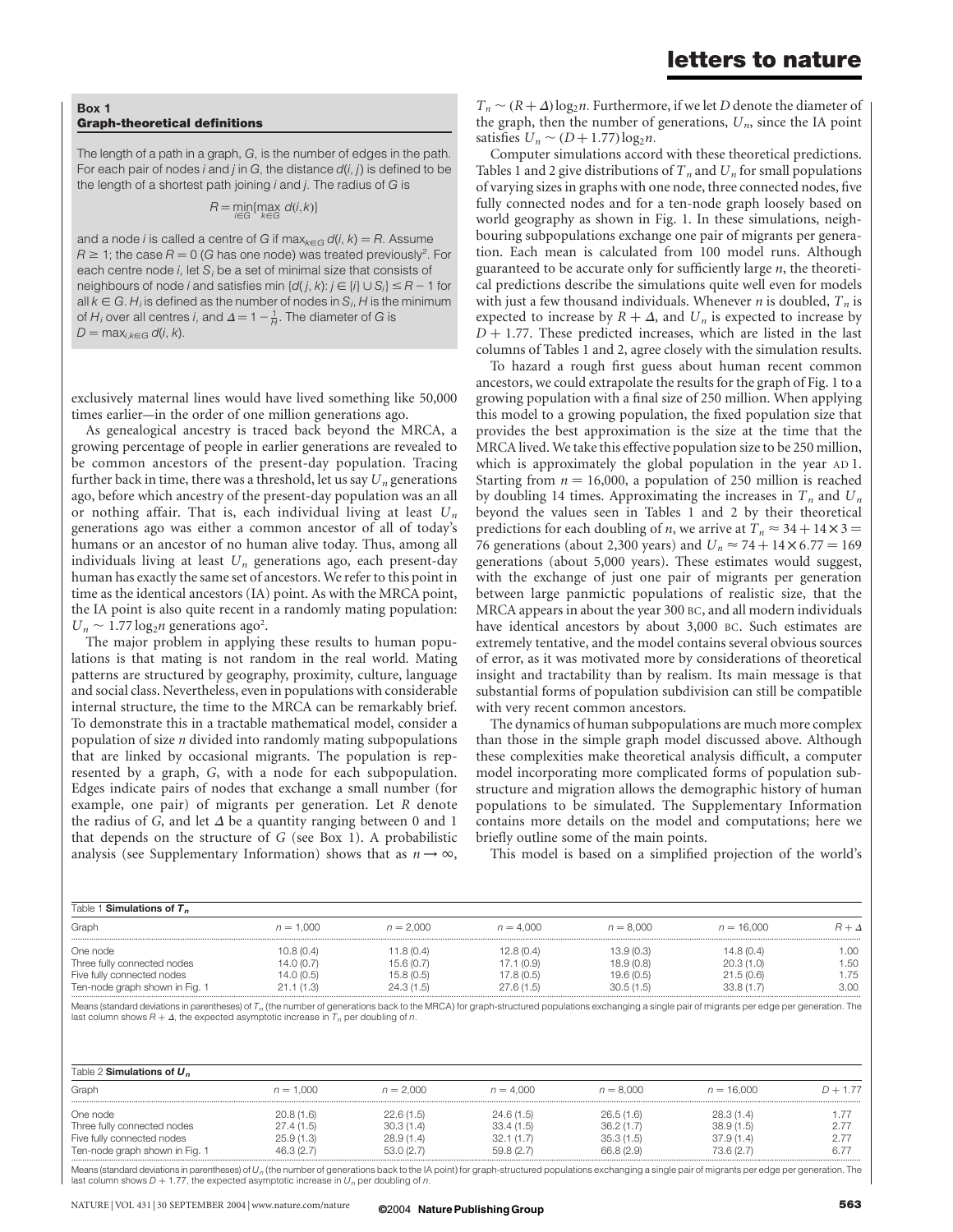**Box 1**
**Graph-theoretical definitions**

The length of a path in a graph, $G$, is the number of edges in the path. For each pair of nodes $i$ and $j$ in $G$, the distance $d(i, j)$ is defined to be the length of a shortest path joining $i$ and $j$. The radius of $G$ is

$$R = \min_{i \in G} \{ \max_{k \in G} d(i,k) \}$$

and a node $i$ is called a centre of $G$ if $\max_{k \in G} d(i, k) = R$. Assume $R \geq 1$; the case $R = 0$ ($G$ has one node) was treated previously[2]. For each centre node $i$, let $S_i$ be a set of minimal size that consists of neighbours of node $i$ and satisfies $\min \{d(j, k): j \in \{i\} \cup S_i\} \leq R - 1$ for all $k \in G$. $H_i$ is defined as the number of nodes in $S_i$. $H$ is the minimum of $H_i$ over all centres $i$, and $\Delta = 1 - \frac{1}{H}$. The diameter of $G$ is $D = \max_{i,k \in G} d(i, k)$.

exclusively maternal lines would have lived something like 50,000 times earlier—in the order of one million generations ago.

As genealogical ancestry is traced back beyond the MRCA, a growing percentage of people in earlier generations are revealed to be common ancestors of the present-day population. Tracing further back in time, there was a threshold, let us say $U_n$ generations ago, before which ancestry of the present-day population was an all or nothing affair. That is, each individual living at least $U_n$ generations ago was either a common ancestor of all of today's humans or an ancestor of no human alive today. Thus, among all individuals living at least $U_n$ generations ago, each present-day human has exactly the same set of ancestors. We refer to this point in time as the identical ancestors (IA) point. As with the MRCA point, the IA point is also quite recent in a randomly mating population: $U_n \sim 1.77 \log_2 n$ generations ago[2].

The major problem in applying these results to human populations is that mating is not random in the real world. Mating patterns are structured by geography, proximity, culture, language and social class. Nevertheless, even in populations with considerable internal structure, the time to the MRCA can be remarkably brief. To demonstrate this in a tractable mathematical model, consider a population of size $n$ divided into randomly mating subpopulations that are linked by occasional migrants. The population is represented by a graph, $G$, with a node for each subpopulation. Edges indicate pairs of nodes that exchange a small number (for example, one pair) of migrants per generation. Let $R$ denote the radius of $G$, and let $\Delta$ be a quantity ranging between 0 and 1 that depends on the structure of $G$ (see Box 1). A probabilistic analysis (see Supplementary Information) shows that as $n \to \infty$, $T_n \sim (R + \Delta) \log_2 n$. Furthermore, if we let $D$ denote the diameter of the graph, then the number of generations, $U_n$, since the IA point satisfies $U_n \sim (D + 1.77) \log_2 n$.

Computer simulations accord with these theoretical predictions. Tables 1 and 2 give distributions of $T_n$ and $U_n$ for small populations of varying sizes in graphs with one node, three connected nodes, five fully connected nodes and for a ten-node graph loosely based on world geography as shown in Fig. 1. In these simulations, neighbouring subpopulations exchange one pair of migrants per generation. Each mean is calculated from 100 model runs. Although guaranteed to be accurate only for sufficiently large $n$, the theoretical predictions describe the simulations quite well even for models with just a few thousand individuals. Whenever $n$ is doubled, $T_n$ is expected to increase by $R + \Delta$, and $U_n$ is expected to increase by $D + 1.77$. These predicted increases, which are listed in the last columns of Tables 1 and 2, agree closely with the simulation results.

To hazard a rough first guess about human recent common ancestors, we could extrapolate the results for the graph of Fig. 1 to a growing population with a final size of 250 million. When applying this model to a growing population, the fixed population size that provides the best approximation is the size at the time that the MRCA lived. We take this effective population size to be 250 million, which is approximately the global population in the year AD 1. Starting from $n = 16{,}000$, a population of 250 million is reached by doubling 14 times. Approximating the increases in $T_n$ and $U_n$ beyond the values seen in Tables 1 and 2 by their theoretical predictions for each doubling of $n$, we arrive at $T_n \approx 34 + 14 \times 3 = 76$ generations (about 2,300 years) and $U_n \approx 74 + 14 \times 6.77 = 169$ generations (about 5,000 years). These estimates would suggest, with the exchange of just one pair of migrants per generation between large panmictic populations of realistic size, that the MRCA appears in about the year 300 BC, and all modern individuals have identical ancestors by about 3,000 BC. Such estimates are extremely tentative, and the model contains several obvious sources of error, as it was motivated more by considerations of theoretical insight and tractability than by realism. Its main message is that substantial forms of population subdivision can still be compatible with very recent common ancestors.

The dynamics of human subpopulations are much more complex than those in the simple graph model discussed above. Although these complexities make theoretical analysis difficult, a computer model incorporating more complicated forms of population substructure and migration allows the demographic history of human populations to be simulated. The Supplementary Information contains more details on the model and computations; here we briefly outline some of the main points.

This model is based on a simplified projection of the world's

Table 1 **Simulations of $T_n$**

| Graph | $n = 1{,}000$ | $n = 2{,}000$ | $n = 4{,}000$ | $n = 8{,}000$ | $n = 16{,}000$ | $R + \Delta$ |
|---|---|---|---|---|---|---|
| One node | 10.8 (0.4) | 11.8 (0.4) | 12.8 (0.4) | 13.9 (0.3) | 14.8 (0.4) | 1.00 |
| Three fully connected nodes | 14.0 (0.7) | 15.6 (0.7) | 17.1 (0.9) | 18.9 (0.8) | 20.3 (1.0) | 1.50 |
| Five fully connected nodes | 14.0 (0.5) | 15.8 (0.5) | 17.8 (0.5) | 19.6 (0.5) | 21.5 (0.6) | 1.75 |
| Ten-node graph shown in Fig. 1 | 21.1 (1.3) | 24.3 (1.5) | 27.6 (1.5) | 30.5 (1.5) | 33.8 (1.7) | 3.00 |

Means (standard deviations in parentheses) of $T_n$ (the number of generations back to the MRCA) for graph-structured populations exchanging a single pair of migrants per edge per generation. The last column shows $R + \Delta$, the expected asymptotic increase in $T_n$ per doubling of $n$.

Table 2 **Simulations of $U_n$**

| Graph | $n = 1{,}000$ | $n = 2{,}000$ | $n = 4{,}000$ | $n = 8{,}000$ | $n = 16{,}000$ | $D + 1.77$ |
|---|---|---|---|---|---|---|
| One node | 20.8 (1.6) | 22.6 (1.5) | 24.6 (1.5) | 26.5 (1.6) | 28.3 (1.4) | 1.77 |
| Three fully connected nodes | 27.4 (1.5) | 30.3 (1.4) | 33.4 (1.5) | 36.2 (1.7) | 38.9 (1.5) | 2.77 |
| Five fully connected nodes | 25.9 (1.3) | 28.9 (1.4) | 32.1 (1.7) | 35.3 (1.5) | 37.9 (1.4) | 2.77 |
| Ten-node graph shown in Fig. 1 | 46.3 (2.7) | 53.0 (2.7) | 59.8 (2.7) | 66.8 (2.9) | 73.6 (2.7) | 6.77 |

Means (standard deviations in parentheses) of $U_n$ (the number of generations back to the IA point) for graph-structured populations exchanging a single pair of migrants per edge per generation. The last column shows $D + 1.77$, the expected asymptotic increase in $U_n$ per doubling of $n$.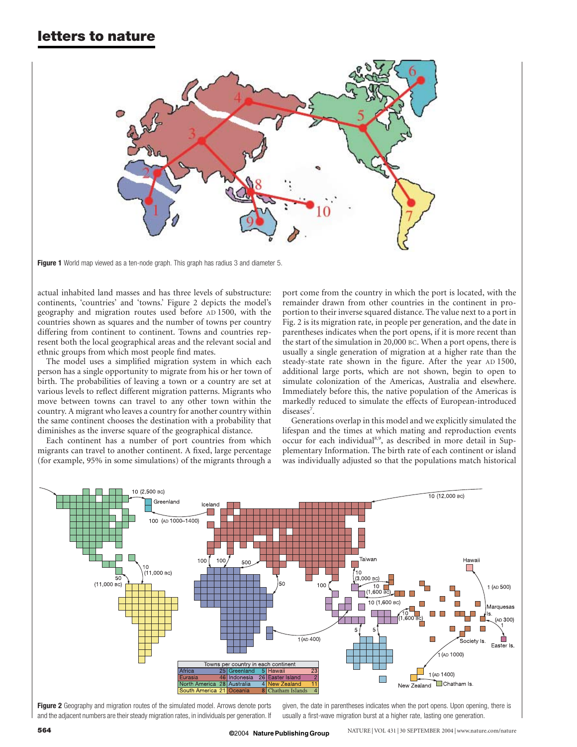Figure 1 World map viewed as a ten-node graph. This graph has radius 3 and diameter 5.

actual inhabited land masses and has three levels of substructure: continents, 'countries' and 'towns.' Figure 2 depicts the model's geography and migration routes used before AD 1500, with the countries shown as squares and the number of towns per country differing from continent to continent. Towns and countries represent both the local geographical areas and the relevant social and ethnic groups from which most people find mates.

The model uses a simplified migration system in which each person has a single opportunity to migrate from his or her town of birth. The probabilities of leaving a town or a country are set at various levels to reflect different migration patterns. Migrants who move between towns can travel to any other town within the country. A migrant who leaves a country for another country within the same continent chooses the destination with a probability that diminishes as the inverse square of the geographical distance.

Each continent has a number of port countries from which migrants can travel to another continent. A fixed, large percentage (for example, 95% in some simulations) of the migrants through a port come from the country in which the port is located, with the remainder drawn from other countries in the continent in proportion to their inverse squared distance. The value next to a port in Fig. 2 is its migration rate, in people per generation, and the date in parentheses indicates when the port opens, if it is more recent than the start of the simulation in 20,000 BC. When a port opens, there is usually a single generation of migration at a higher rate than the steady-state rate shown in the figure. After the year AD 1500, additional large ports, which are not shown, begin to open to simulate colonization of the Americas, Australia and elsewhere. Immediately before this, the native population of the Americas is markedly reduced to simulate the effects of European-introduced diseases[7].

Generations overlap in this model and we explicitly simulated the lifespan and the times at which mating and reproduction events occur for each individual[8,9], as described in more detail in Supplementary Information. The birth rate of each continent or island was individually adjusted so that the populations match historical

Figure 2 Geography and migration routes of the simulated model. Arrows denote ports and the adjacent numbers are their steady migration rates, in individuals per generation. If given, the date in parentheses indicates when the port opens. Upon opening, there is usually a first-wave migration burst at a higher rate, lasting one generation.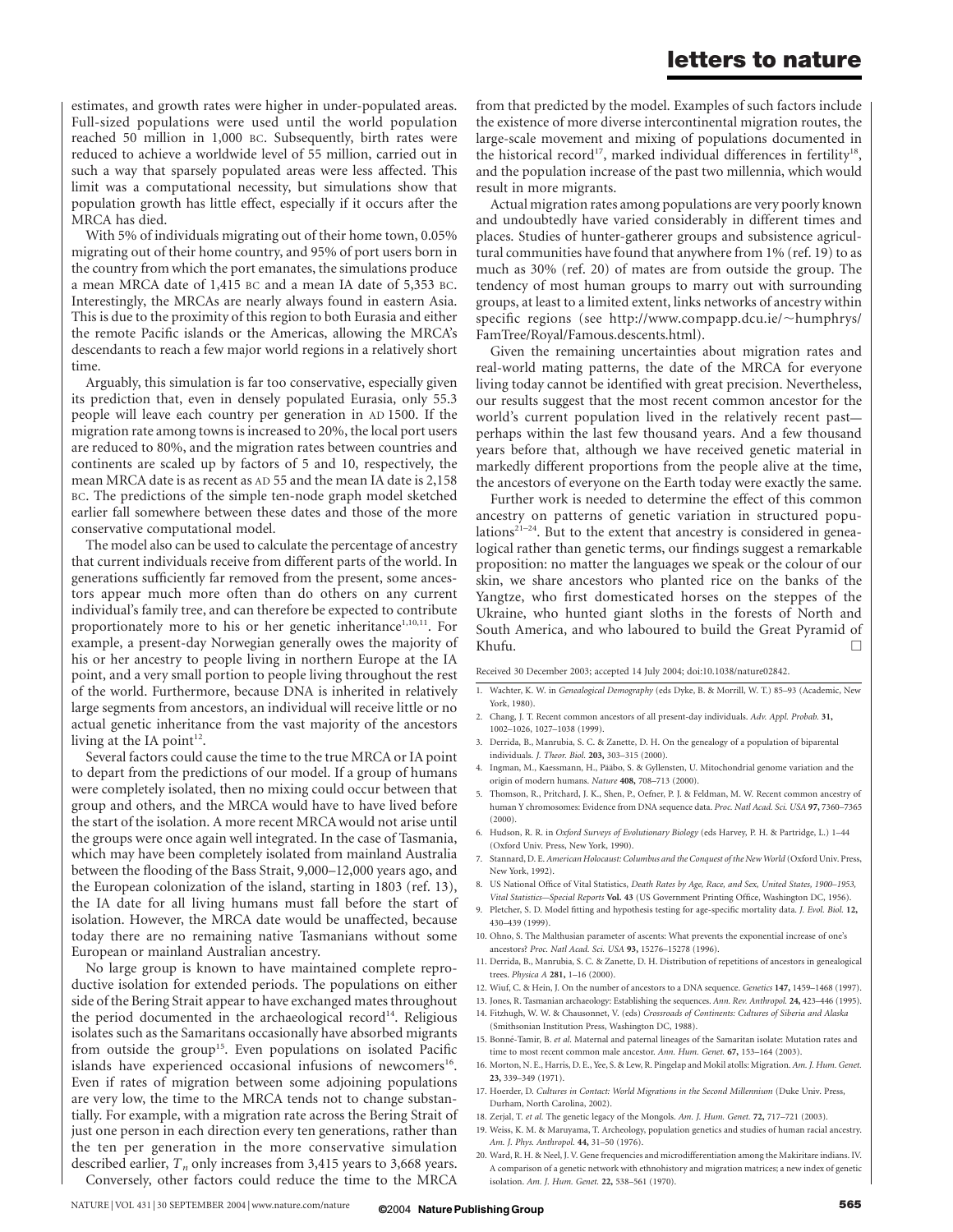estimates, and growth rates were higher in under-populated areas. Full-sized populations were used until the world population reached 50 million in 1,000 BC. Subsequently, birth rates were reduced to achieve a worldwide level of 55 million, carried out in such a way that sparsely populated areas were less affected. This limit was a computational necessity, but simulations show that population growth has little effect, especially if it occurs after the MRCA has died.

With 5% of individuals migrating out of their home town, 0.05% migrating out of their home country, and 95% of port users born in the country from which the port emanates, the simulations produce a mean MRCA date of 1,415 BC and a mean IA date of 5,353 BC. Interestingly, the MRCAs are nearly always found in eastern Asia. This is due to the proximity of this region to both Eurasia and either the remote Pacific islands or the Americas, allowing the MRCA's descendants to reach a few major world regions in a relatively short time.

Arguably, this simulation is far too conservative, especially given its prediction that, even in densely populated Eurasia, only 55.3 people will leave each country per generation in AD 1500. If the migration rate among towns is increased to 20%, the local port users are reduced to 80%, and the migration rates between countries and continents are scaled up by factors of 5 and 10, respectively, the mean MRCA date is as recent as AD 55 and the mean IA date is 2,158 BC. The predictions of the simple ten-node graph model sketched earlier fall somewhere between these dates and those of the more conservative computational model.

The model also can be used to calculate the percentage of ancestry that current individuals receive from different parts of the world. In generations sufficiently far removed from the present, some ancestors appear much more often than do others on any current individual's family tree, and can therefore be expected to contribute proportionately more to his or her genetic inheritance[1,10,11]. For example, a present-day Norwegian generally owes the majority of his or her ancestry to people living in northern Europe at the IA point, and a very small portion to people living throughout the rest of the world. Furthermore, because DNA is inherited in relatively large segments from ancestors, an individual will receive little or no actual genetic inheritance from the vast majority of the ancestors living at the IA point[12].

Several factors could cause the time to the true MRCA or IA point to depart from the predictions of our model. If a group of humans were completely isolated, then no mixing could occur between that group and others, and the MRCA would have to have lived before the start of the isolation. A more recent MRCA would not arise until the groups were once again well integrated. In the case of Tasmania, which may have been completely isolated from mainland Australia between the flooding of the Bass Strait, 9,000–12,000 years ago, and the European colonization of the island, starting in 1803 (ref. 13), the IA date for all living humans must fall before the start of isolation. However, the MRCA date would be unaffected, because today there are no remaining native Tasmanians without some European or mainland Australian ancestry.

No large group is known to have maintained complete reproductive isolation for extended periods. The populations on either side of the Bering Strait appear to have exchanged mates throughout the period documented in the archaeological record[14]. Religious isolates such as the Samaritans occasionally have absorbed migrants from outside the group[15]. Even populations on isolated Pacific islands have experienced occasional infusions of newcomers[16]. Even if rates of migration between some adjoining populations are very low, the time to the MRCA tends not to change substantially. For example, with a migration rate across the Bering Strait of just one person in each direction every ten generations, rather than the ten per generation in the more conservative simulation described earlier, $T_n$ only increases from 3,415 years to 3,668 years.

Conversely, other factors could reduce the time to the MRCA from that predicted by the model. Examples of such factors include the existence of more diverse intercontinental migration routes, the large-scale movement and mixing of populations documented in the historical record[17], marked individual differences in fertility[18], and the population increase of the past two millennia, which would result in more migrants.

Actual migration rates among populations are very poorly known and undoubtedly have varied considerably in different times and places. Studies of hunter-gatherer groups and subsistence agricultural communities have found that anywhere from 1% (ref. 19) to as much as 30% (ref. 20) of mates are from outside the group. The tendency of most human groups to marry out with surrounding groups, at least to a limited extent, links networks of ancestry within specific regions (see http://www.compapp.dcu.ie/~humphrys/FamTree/Royal/Famous.descents.html).

Given the remaining uncertainties about migration rates and real-world mating patterns, the date of the MRCA for everyone living today cannot be identified with great precision. Nevertheless, our results suggest that the most recent common ancestor for the world's current population lived in the relatively recent past—perhaps within the last few thousand years. And a few thousand years before that, although we have received genetic material in markedly different proportions from the people alive at the time, the ancestors of everyone on the Earth today were exactly the same.

Further work is needed to determine the effect of this common ancestry on patterns of genetic variation in structured populations[21–24]. But to the extent that ancestry is considered in genealogical rather than genetic terms, our findings suggest a remarkable proposition: no matter the languages we speak or the colour of our skin, we share ancestors who planted rice on the banks of the Yangtze, who first domesticated horses on the steppes of the Ukraine, who hunted giant sloths in the forests of North and South America, and who laboured to build the Great Pyramid of Khufu. □

Received 30 December 2003; accepted 14 July 2004; doi:10.1038/nature02842.

1. Wachter, K. W. in *Genealogical Demography* (eds Dyke, B. & Morrill, W. T.) 85–93 (Academic, New York, 1980).
2. Chang, J. T. Recent common ancestors of all present-day individuals. *Adv. Appl. Probab.* **31,** 1002–1026, 1027–1038 (1999).
3. Derrida, B., Manrubia, S. C. & Zanette, D. H. On the genealogy of a population of biparental individuals. *J. Theor. Biol.* **203,** 303–315 (2000).
4. Ingman, M., Kaessmann, H., Pääbo, S. & Gyllensten, U. Mitochondrial genome variation and the origin of modern humans. *Nature* **408,** 708–713 (2000).
5. Thomson, R., Pritchard, J. K., Shen, P., Oefner, P. J. & Feldman, M. W. Recent common ancestry of human Y chromosomes: Evidence from DNA sequence data. *Proc. Natl Acad. Sci. USA* **97,** 7360–7365 (2000).
6. Hudson, R. R. in *Oxford Surveys of Evolutionary Biology* (eds Harvey, P. H. & Partridge, L.) 1–44 (Oxford Univ. Press, New York, 1990).
7. Stannard, D. E. *American Holocaust: Columbus and the Conquest of the New World* (Oxford Univ. Press, New York, 1992).
8. US National Office of Vital Statistics, *Death Rates by Age, Race, and Sex, United States, 1900–1953, Vital Statistics—Special Reports* **Vol. 43** (US Government Printing Office, Washington DC, 1956).
9. Pletcher, S. D. Model fitting and hypothesis testing for age-specific mortality data. *J. Evol. Biol.* **12,** 430–439 (1999).
10. Ohno, S. The Malthusian parameter of ascents: What prevents the exponential increase of one's ancestors? *Proc. Natl Acad. Sci. USA* **93,** 15276–15278 (1996).
11. Derrida, B., Manrubia, S. C. & Zanette, D. H. Distribution of repetitions of ancestors in genealogical trees. *Physica A* **281,** 1–16 (2000).
12. Wiuf, C. & Hein, J. On the number of ancestors to a DNA sequence. *Genetics* **147,** 1459–1468 (1997).
13. Jones, R. Tasmanian archaeology: Establishing the sequences. *Ann. Rev. Anthropol.* **24,** 423–446 (1995).
14. Fitzhugh, W. W. & Chausonnet, V. (eds) *Crossroads of Continents: Cultures of Siberia and Alaska* (Smithsonian Institution Press, Washington DC, 1988).
15. Bonné-Tamir, B. *et al.* Maternal and paternal lineages of the Samaritan isolate: Mutation rates and time to most recent common male ancestor. *Ann. Hum. Genet.* **67,** 153–164 (2003).
16. Morton, N. E., Harris, D. E., Yee, S. & Lew, R. Pingelap and Mokil atolls: Migration. *Am. J. Hum. Genet.* **23,** 339–349 (1971).
17. Hoerder, D. *Cultures in Contact: World Migrations in the Second Millennium* (Duke Univ. Press, Durham, North Carolina, 2002).
18. Zerjal, T. *et al.* The genetic legacy of the Mongols. *Am. J. Hum. Genet.* **72,** 717–721 (2003).
19. Weiss, K. M. & Maruyama, T. Archeology, population genetics and studies of human racial ancestry. *Am. J. Phys. Anthropol.* **44,** 31–50 (1976).
20. Ward, R. H. & Neel, J. V. Gene frequencies and microdifferentiation among the Makiritare indians. IV. A comparison of a genetic network with ethnohistory and migration matrices; a new index of genetic isolation. *Am. J. Hum. Genet.* **22,** 538–561 (1970).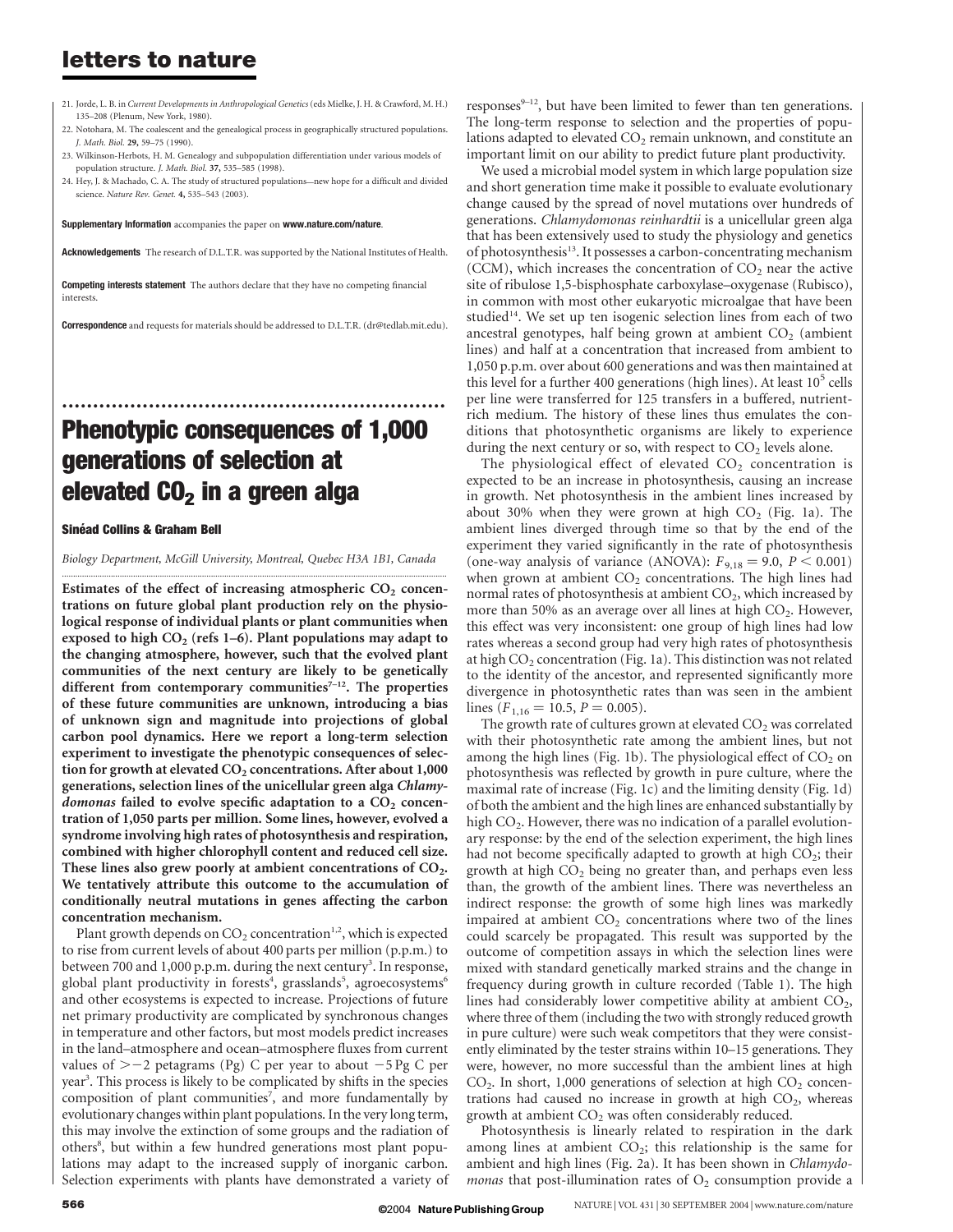21. Jorde, L. B. in *Current Developments in Anthropological Genetics* (eds Mielke, J. H. & Crawford, M. H.) 135–208 (Plenum, New York, 1980).
22. Notohara, M. The coalescent and the genealogical process in geographically structured populations. *J. Math. Biol.* **29,** 59–75 (1990).
23. Wilkinson-Herbots, H. M. Genealogy and subpopulation differentiation under various models of population structure. *J. Math. Biol.* **37,** 535–585 (1998).
24. Hey, J. & Machado, C. A. The study of structured populations—new hope for a difficult and divided science. *Nature Rev. Genet.* **4,** 535–543 (2003).

**Supplementary Information** accompanies the paper on **www.nature.com/nature**.

**Acknowledgements** The research of D.L.T.R. was supported by the National Institutes of Health.

**Competing interests statement** The authors declare that they have no competing financial interests.

**Correspondence** and requests for materials should be addressed to D.L.T.R. (dr@tedlab.mit.edu).

# Phenotypic consequences of 1,000 generations of selection at elevated $CO_2$ in a green alga

**Sinéad Collins & Graham Bell**

*Biology Department, McGill University, Montreal, Quebec H3A 1B1, Canada*

**Estimates of the effect of increasing atmospheric $CO_2$ concentrations on future global plant production rely on the physiological response of individual plants or plant communities when exposed to high $CO_2$ (refs 1–6). Plant populations may adapt to the changing atmosphere, however, such that the evolved plant communities of the next century are likely to be genetically different from contemporary communities[7–12]. The properties of these future communities are unknown, introducing a bias of unknown sign and magnitude into projections of global carbon pool dynamics. Here we report a long-term selection experiment to investigate the phenotypic consequences of selection for growth at elevated $CO_2$ concentrations. After about 1,000 generations, selection lines of the unicellular green alga *Chlamydomonas* failed to evolve specific adaptation to a $CO_2$ concentration of 1,050 parts per million. Some lines, however, evolved a syndrome involving high rates of photosynthesis and respiration, combined with higher chlorophyll content and reduced cell size. These lines also grew poorly at ambient concentrations of $CO_2$. We tentatively attribute this outcome to the accumulation of conditionally neutral mutations in genes affecting the carbon concentration mechanism.**

Plant growth depends on $CO_2$ concentration[1,2], which is expected to rise from current levels of about 400 parts per million (p.p.m.) to between 700 and 1,000 p.p.m. during the next century[3]. In response, global plant productivity in forests[4], grasslands[5], agroecosystems[6] and other ecosystems is expected to increase. Projections of future net primary productivity are complicated by synchronous changes in temperature and other factors, but most models predict increases in the land–atmosphere and ocean–atmosphere fluxes from current values of $>-2$ petagrams (Pg) C per year to about $-5$ Pg C per year[3]. This process is likely to be complicated by shifts in the species composition of plant communities[7], and more fundamentally by evolutionary changes within plant populations. In the very long term, this may involve the extinction of some groups and the radiation of others[8], but within a few hundred generations most plant populations may adapt to the increased supply of inorganic carbon. Selection experiments with plants have demonstrated a variety of responses[9–12], but have been limited to fewer than ten generations. The long-term response to selection and the properties of populations adapted to elevated $CO_2$ remain unknown, and constitute an important limit on our ability to predict future plant productivity.

We used a microbial model system in which large population size and short generation time make it possible to evaluate evolutionary change caused by the spread of novel mutations over hundreds of generations. *Chlamydomonas reinhardtii* is a unicellular green alga that has been extensively used to study the physiology and genetics of photosynthesis[13]. It possesses a carbon-concentrating mechanism (CCM), which increases the concentration of $CO_2$ near the active site of ribulose 1,5-bisphosphate carboxylase–oxygenase (Rubisco), in common with most other eukaryotic microalgae that have been studied[14]. We set up ten isogenic selection lines from each of two ancestral genotypes, half being grown at ambient $CO_2$ (ambient lines) and half at a concentration that increased from ambient to 1,050 p.p.m. over about 600 generations and was then maintained at this level for a further 400 generations (high lines). At least $10^5$ cells per line were transferred for 125 transfers in a buffered, nutrient-rich medium. The history of these lines thus emulates the conditions that photosynthetic organisms are likely to experience during the next century or so, with respect to $CO_2$ levels alone.

The physiological effect of elevated $CO_2$ concentration is expected to be an increase in photosynthesis, causing an increase in growth. Net photosynthesis in the ambient lines increased by about 30% when they were grown at high $CO_2$ (Fig. 1a). The ambient lines diverged through time so that by the end of the experiment they varied significantly in the rate of photosynthesis (one-way analysis of variance (ANOVA): $F_{9,18} = 9.0$, $P < 0.001$) when grown at ambient $CO_2$ concentrations. The high lines had normal rates of photosynthesis at ambient $CO_2$, which increased by more than 50% as an average over all lines at high $CO_2$. However, this effect was very inconsistent: one group of high lines had low rates whereas a second group had very high rates of photosynthesis at high $CO_2$ concentration (Fig. 1a). This distinction was not related to the identity of the ancestor, and represented significantly more divergence in photosynthetic rates than was seen in the ambient lines ($F_{1,16} = 10.5$, $P = 0.005$).

The growth rate of cultures grown at elevated $CO_2$ was correlated with their photosynthetic rate among the ambient lines, but not among the high lines (Fig. 1b). The physiological effect of $CO_2$ on photosynthesis was reflected by growth in pure culture, where the maximal rate of increase (Fig. 1c) and the limiting density (Fig. 1d) of both the ambient and the high lines are enhanced substantially by high $CO_2$. However, there was no indication of a parallel evolutionary response: by the end of the selection experiment, the high lines had not become specifically adapted to growth at high $CO_2$; their growth at high $CO_2$ being no greater than, and perhaps even less than, the growth of the ambient lines. There was nevertheless an indirect response: the growth of some high lines was markedly impaired at ambient $CO_2$ concentrations where two of the lines could scarcely be propagated. This result was supported by the outcome of competition assays in which the selection lines were mixed with standard genetically marked strains and the change in frequency during growth in culture recorded (Table 1). The high lines had considerably lower competitive ability at ambient $CO_2$, where three of them (including the two with strongly reduced growth in pure culture) were such weak competitors that they were consistently eliminated by the tester strains within 10–15 generations. They were, however, no more successful than the ambient lines at high $CO_2$. In short, 1,000 generations of selection at high $CO_2$ concentrations had caused no increase in growth at high $CO_2$, whereas growth at ambient $CO_2$ was often considerably reduced.

Photosynthesis is linearly related to respiration in the dark among lines at ambient $CO_2$; this relationship is the same for ambient and high lines (Fig. 2a). It has been shown in *Chlamydomonas* that post-illumination rates of $O_2$ consumption provide a